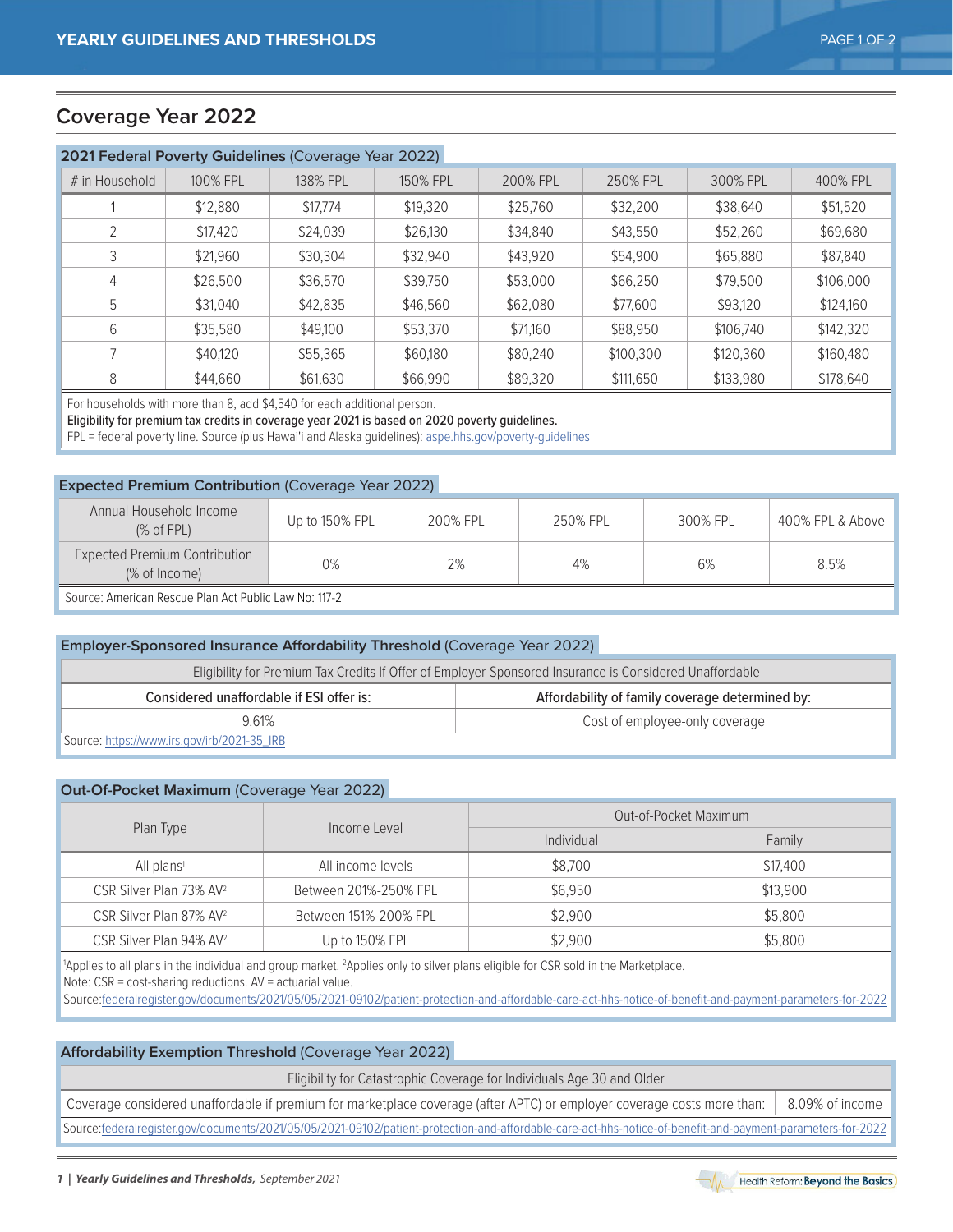## Coverage Year 2022

### 2021 Federal Poverty Guidelines (Coverage Year 2022)

| # in Household | 100% FPL | 138% FPL | 150% FPL | 200% FPL | 250% FPL | 300% FPL | 400% FPL |
|---|---|---|---|---|---|---|---|
| 1 | $12,880 | $17,774 | $19,320 | $25,760 | $32,200 | $38,640 | $51,520 |
| 2 | $17,420 | $24,039 | $26,130 | $34,840 | $43,550 | $52,260 | $69,680 |
| 3 | $21,960 | $30,304 | $32,940 | $43,920 | $54,900 | $65,880 | $87,840 |
| 4 | $26,500 | $36,570 | $39,750 | $53,000 | $66,250 | $79,500 | $106,000 |
| 5 | $31,040 | $42,835 | $46,560 | $62,080 | $77,600 | $93,120 | $124,160 |
| 6 | $35,580 | $49,100 | $53,370 | $71,160 | $88,950 | $106,740 | $142,320 |
| 7 | $40,120 | $55,365 | $60,180 | $80,240 | $100,300 | $120,360 | $160,480 |
| 8 | $44,660 | $61,630 | $66,990 | $89,320 | $111,650 | $133,980 | $178,640 |

For households with more than 8, add $4,540 for each additional person.
**Eligibility for premium tax credits in coverage year 2021 is based on 2020 poverty guidelines.**
FPL = federal poverty line. Source (plus Hawai'i and Alaska guidelines): aspe.hhs.gov/poverty-guidelines

### Expected Premium Contribution (Coverage Year 2022)

| Annual Household Income (% of FPL) | Up to 150% FPL | 200% FPL | 250% FPL | 300% FPL | 400% FPL & Above |
|---|---|---|---|---|---|
| Expected Premium Contribution (% of Income) | 0% | 2% | 4% | 6% | 8.5% |

Source: American Rescue Plan Act Public Law No: 117-2

### Employer-Sponsored Insurance Affordability Threshold (Coverage Year 2022)

| Eligibility for Premium Tax Credits If Offer of Employer-Sponsored Insurance is Considered Unaffordable | |
|---|---|
| **Considered unaffordable if ESI offer is:** | **Affordability of family coverage determined by:** |
| 9.61% | Cost of employee-only coverage |

Source: https://www.irs.gov/irb/2021-35_IRB

### Out-Of-Pocket Maximum (Coverage Year 2022)

| Plan Type | Income Level | Out-of-Pocket Maximum | |
|---|---|---|---|
| | | Individual | Family |
| All plans[1] | All income levels | $8,700 | $17,400 |
| CSR Silver Plan 73% AV[2] | Between 201%-250% FPL | $6,950 | $13,900 |
| CSR Silver Plan 87% AV[2] | Between 151%-200% FPL | $2,900 | $5,800 |
| CSR Silver Plan 94% AV[2] | Up to 150% FPL | $2,900 | $5,800 |

[1]Applies to all plans in the individual and group market. [2]Applies only to silver plans eligible for CSR sold in the Marketplace.
Note: CSR = cost-sharing reductions. AV = actuarial value.
Source: federalregister.gov/documents/2021/05/05/2021-09102/patient-protection-and-affordable-care-act-hhs-notice-of-benefit-and-payment-parameters-for-2022

### Affordability Exemption Threshold (Coverage Year 2022)

| Eligibility for Catastrophic Coverage for Individuals Age 30 and Older | |
|---|---|
| Coverage considered unaffordable if premium for marketplace coverage (after APTC) or employer coverage costs more than: | 8.09% of income |

Source: federalregister.gov/documents/2021/05/05/2021-09102/patient-protection-and-affordable-care-act-hhs-notice-of-benefit-and-payment-parameters-for-2022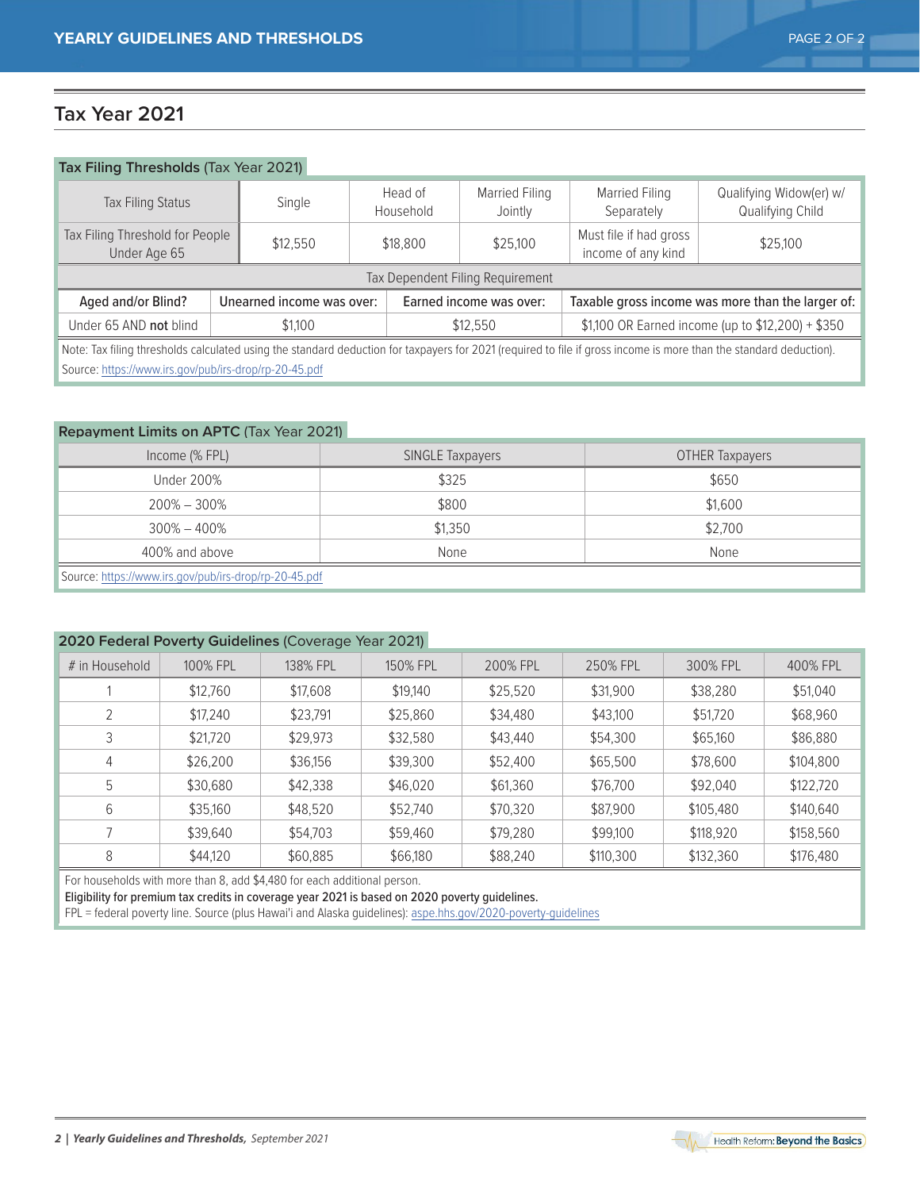## Tax Year 2021

### Tax Filing Thresholds (Tax Year 2021)

| Tax Filing Status | Single | Head of Household | Married Filing Jointly | Married Filing Separately | Qualifying Widow(er) w/ Qualifying Child |
|---|---|---|---|---|---|
| Tax Filing Threshold for People Under Age 65 | $12,550 | $18,800 | $25,100 | Must file if had gross income of any kind | $25,100 |

**Tax Dependent Filing Requirement**

| Aged and/or Blind? | Unearned income was over: | Earned income was over: | Taxable gross income was more than the larger of: |
|---|---|---|---|
| Under 65 AND **not** blind | $1,100 | $12,550 | $1,100 OR Earned income (up to $12,200) + $350 |

Note: Tax filing thresholds calculated using the standard deduction for taxpayers for 2021 (required to file if gross income is more than the standard deduction).
Source: https://www.irs.gov/pub/irs-drop/rp-20-45.pdf

### Repayment Limits on APTC (Tax Year 2021)

| Income (% FPL) | SINGLE Taxpayers | OTHER Taxpayers |
|---|---|---|
| Under 200% | $325 | $650 |
| 200% – 300% | $800 | $1,600 |
| 300% – 400% | $1,350 | $2,700 |
| 400% and above | None | None |

Source: https://www.irs.gov/pub/irs-drop/rp-20-45.pdf

### 2020 Federal Poverty Guidelines (Coverage Year 2021)

| # in Household | 100% FPL | 138% FPL | 150% FPL | 200% FPL | 250% FPL | 300% FPL | 400% FPL |
|---|---|---|---|---|---|---|---|
| 1 | $12,760 | $17,608 | $19,140 | $25,520 | $31,900 | $38,280 | $51,040 |
| 2 | $17,240 | $23,791 | $25,860 | $34,480 | $43,100 | $51,720 | $68,960 |
| 3 | $21,720 | $29,973 | $32,580 | $43,440 | $54,300 | $65,160 | $86,880 |
| 4 | $26,200 | $36,156 | $39,300 | $52,400 | $65,500 | $78,600 | $104,800 |
| 5 | $30,680 | $42,338 | $46,020 | $61,360 | $76,700 | $92,040 | $122,720 |
| 6 | $35,160 | $48,520 | $52,740 | $70,320 | $87,900 | $105,480 | $140,640 |
| 7 | $39,640 | $54,703 | $59,460 | $79,280 | $99,100 | $118,920 | $158,560 |
| 8 | $44,120 | $60,885 | $66,180 | $88,240 | $110,300 | $132,360 | $176,480 |

For households with more than 8, add $4,480 for each additional person.
**Eligibility for premium tax credits in coverage year 2021 is based on 2020 poverty guidelines.**
FPL = federal poverty line. Source (plus Hawai'i and Alaska guidelines): aspe.hhs.gov/2020-poverty-guidelines